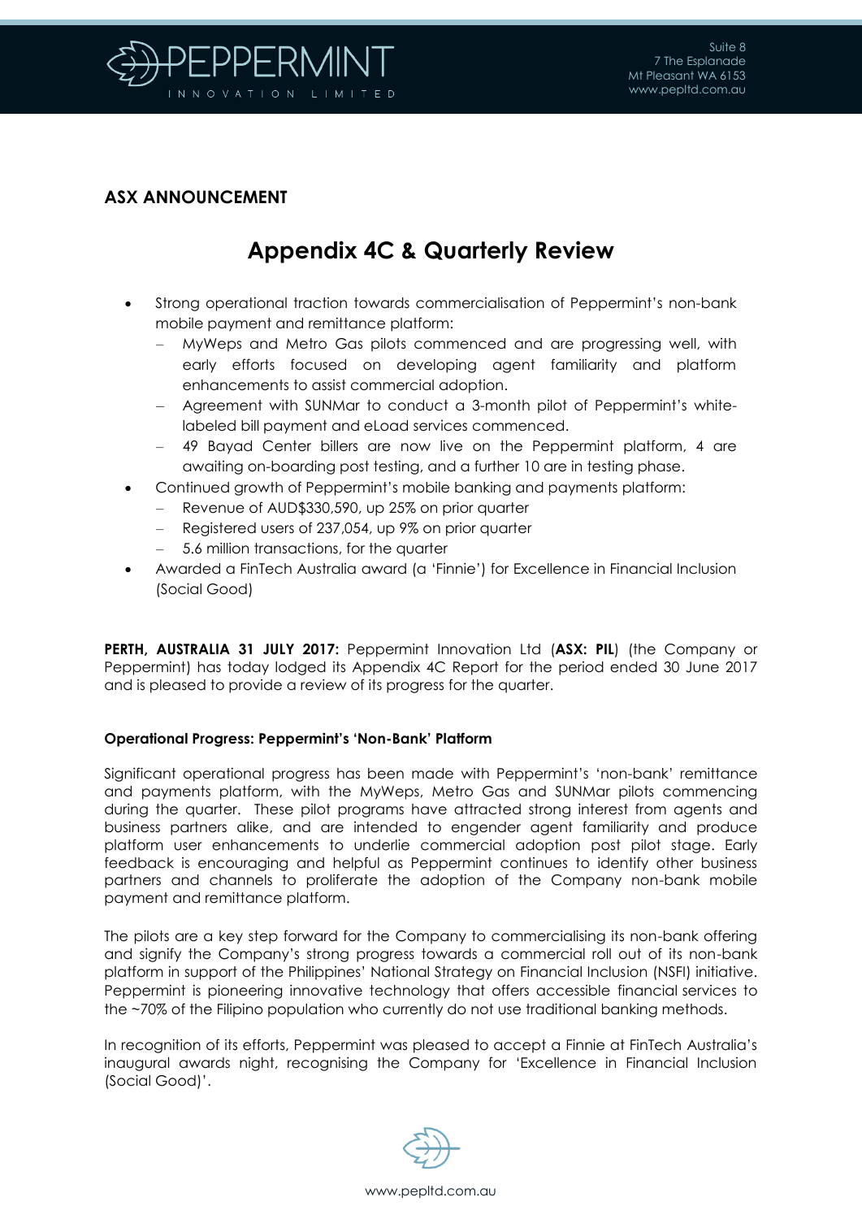**ASX ANNOUNCEMENT**

# Appendix 4C & Quarterly Review

- Strong operational traction towards commercialisation of Peppermint's non-bank mobile payment and remittance platform:
  - MyWeps and Metro Gas pilots commenced and are progressing well, with early efforts focused on developing agent familiarity and platform enhancements to assist commercial adoption.
  - Agreement with SUNMar to conduct a 3-month pilot of Peppermint's white-labeled bill payment and eLoad services commenced.
  - 49 Bayad Center billers are now live on the Peppermint platform, 4 are awaiting on-boarding post testing, and a further 10 are in testing phase.
- Continued growth of Peppermint's mobile banking and payments platform:
  - Revenue of AUD$330,590, up 25% on prior quarter
  - Registered users of 237,054, up 9% on prior quarter
  - 5.6 million transactions, for the quarter
- Awarded a FinTech Australia award (a 'Finnie') for Excellence in Financial Inclusion (Social Good)

**PERTH, AUSTRALIA 31 JULY 2017:** Peppermint Innovation Ltd (**ASX: PIL**) (the Company or Peppermint) has today lodged its Appendix 4C Report for the period ended 30 June 2017 and is pleased to provide a review of its progress for the quarter.

### Operational Progress: Peppermint's 'Non-Bank' Platform

Significant operational progress has been made with Peppermint's 'non-bank' remittance and payments platform, with the MyWeps, Metro Gas and SUNMar pilots commencing during the quarter. These pilot programs have attracted strong interest from agents and business partners alike, and are intended to engender agent familiarity and produce platform user enhancements to underlie commercial adoption post pilot stage. Early feedback is encouraging and helpful as Peppermint continues to identify other business partners and channels to proliferate the adoption of the Company non-bank mobile payment and remittance platform.

The pilots are a key step forward for the Company to commercialising its non-bank offering and signify the Company's strong progress towards a commercial roll out of its non-bank platform in support of the Philippines' National Strategy on Financial Inclusion (NSFI) initiative. Peppermint is pioneering innovative technology that offers accessible financial services to the ~70% of the Filipino population who currently do not use traditional banking methods.

In recognition of its efforts, Peppermint was pleased to accept a Finnie at FinTech Australia's inaugural awards night, recognising the Company for 'Excellence in Financial Inclusion (Social Good)'.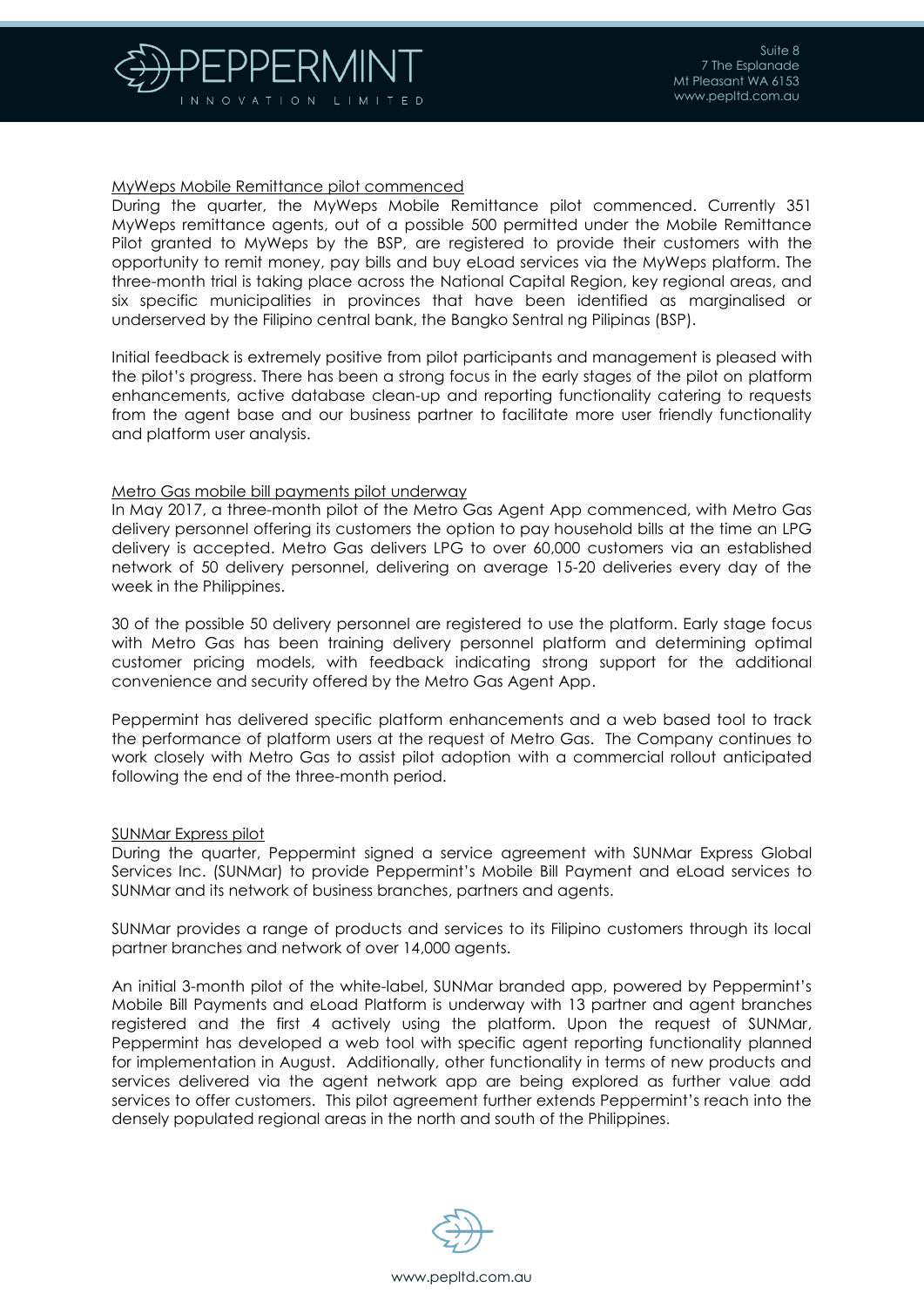<u>MyWeps Mobile Remittance pilot commenced</u>

During the quarter, the MyWeps Mobile Remittance pilot commenced. Currently 351 MyWeps remittance agents, out of a possible 500 permitted under the Mobile Remittance Pilot granted to MyWeps by the BSP, are registered to provide their customers with the opportunity to remit money, pay bills and buy eLoad services via the MyWeps platform. The three-month trial is taking place across the National Capital Region, key regional areas, and six specific municipalities in provinces that have been identified as marginalised or underserved by the Filipino central bank, the Bangko Sentral ng Pilipinas (BSP).

Initial feedback is extremely positive from pilot participants and management is pleased with the pilot's progress. There has been a strong focus in the early stages of the pilot on platform enhancements, active database clean-up and reporting functionality catering to requests from the agent base and our business partner to facilitate more user friendly functionality and platform user analysis.

<u>Metro Gas mobile bill payments pilot underway</u>

In May 2017, a three-month pilot of the Metro Gas Agent App commenced, with Metro Gas delivery personnel offering its customers the option to pay household bills at the time an LPG delivery is accepted. Metro Gas delivers LPG to over 60,000 customers via an established network of 50 delivery personnel, delivering on average 15-20 deliveries every day of the week in the Philippines.

30 of the possible 50 delivery personnel are registered to use the platform. Early stage focus with Metro Gas has been training delivery personnel platform and determining optimal customer pricing models, with feedback indicating strong support for the additional convenience and security offered by the Metro Gas Agent App.

Peppermint has delivered specific platform enhancements and a web based tool to track the performance of platform users at the request of Metro Gas. The Company continues to work closely with Metro Gas to assist pilot adoption with a commercial rollout anticipated following the end of the three-month period.

<u>SUNMar Express pilot</u>

During the quarter, Peppermint signed a service agreement with SUNMar Express Global Services Inc. (SUNMar) to provide Peppermint's Mobile Bill Payment and eLoad services to SUNMar and its network of business branches, partners and agents.

SUNMar provides a range of products and services to its Filipino customers through its local partner branches and network of over 14,000 agents.

An initial 3-month pilot of the white-label, SUNMar branded app, powered by Peppermint's Mobile Bill Payments and eLoad Platform is underway with 13 partner and agent branches registered and the first 4 actively using the platform. Upon the request of SUNMar, Peppermint has developed a web tool with specific agent reporting functionality planned for implementation in August. Additionally, other functionality in terms of new products and services delivered via the agent network app are being explored as further value add services to offer customers. This pilot agreement further extends Peppermint's reach into the densely populated regional areas in the north and south of the Philippines.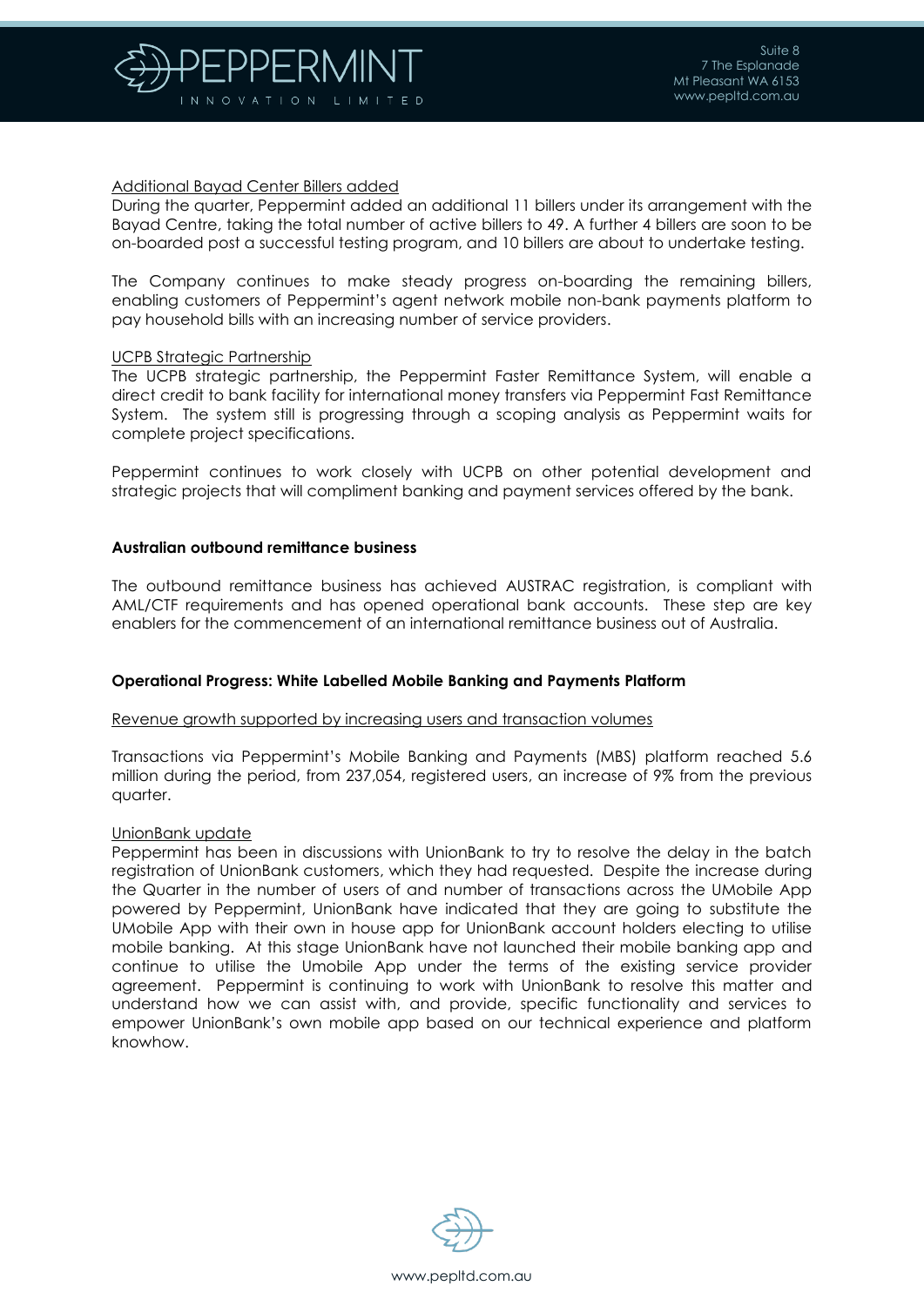<u>Additional Bayad Center Billers added</u>

During the quarter, Peppermint added an additional 11 billers under its arrangement with the Bayad Centre, taking the total number of active billers to 49. A further 4 billers are soon to be on-boarded post a successful testing program, and 10 billers are about to undertake testing.

The Company continues to make steady progress on-boarding the remaining billers, enabling customers of Peppermint's agent network mobile non-bank payments platform to pay household bills with an increasing number of service providers.

<u>UCPB Strategic Partnership</u>

The UCPB strategic partnership, the Peppermint Faster Remittance System, will enable a direct credit to bank facility for international money transfers via Peppermint Fast Remittance System. The system still is progressing through a scoping analysis as Peppermint waits for complete project specifications.

Peppermint continues to work closely with UCPB on other potential development and strategic projects that will compliment banking and payment services offered by the bank.

**Australian outbound remittance business**

The outbound remittance business has achieved AUSTRAC registration, is compliant with AML/CTF requirements and has opened operational bank accounts. These step are key enablers for the commencement of an international remittance business out of Australia.

**Operational Progress: White Labelled Mobile Banking and Payments Platform**

<u>Revenue growth supported by increasing users and transaction volumes</u>

Transactions via Peppermint's Mobile Banking and Payments (MBS) platform reached 5.6 million during the period, from 237,054, registered users, an increase of 9% from the previous quarter.

<u>UnionBank update</u>

Peppermint has been in discussions with UnionBank to try to resolve the delay in the batch registration of UnionBank customers, which they had requested. Despite the increase during the Quarter in the number of users of and number of transactions across the UMobile App powered by Peppermint, UnionBank have indicated that they are going to substitute the UMobile App with their own in house app for UnionBank account holders electing to utilise mobile banking. At this stage UnionBank have not launched their mobile banking app and continue to utilise the Umobile App under the terms of the existing service provider agreement. Peppermint is continuing to work with UnionBank to resolve this matter and understand how we can assist with, and provide, specific functionality and services to empower UnionBank's own mobile app based on our technical experience and platform knowhow.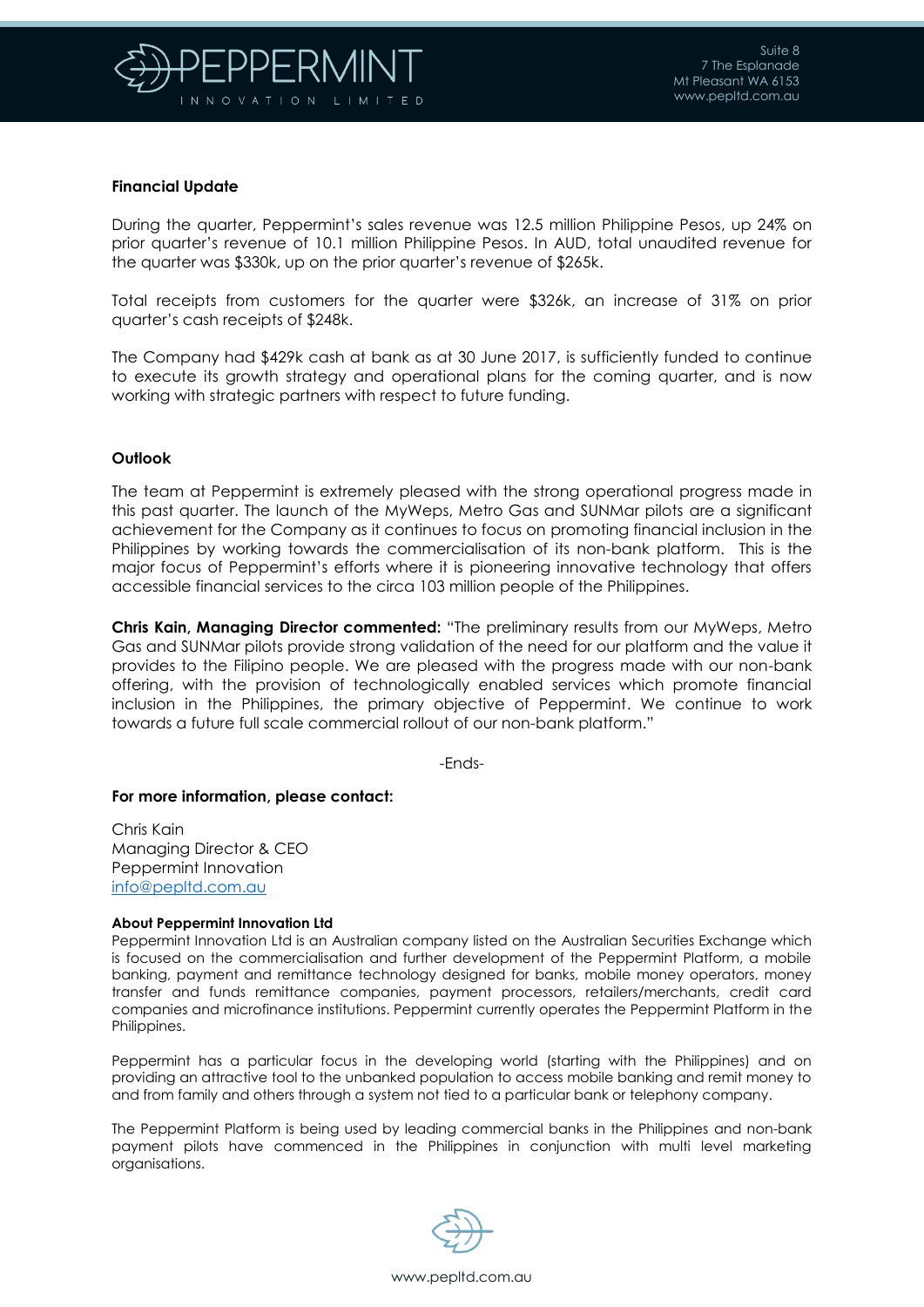**Financial Update**

During the quarter, Peppermint's sales revenue was 12.5 million Philippine Pesos, up 24% on prior quarter's revenue of 10.1 million Philippine Pesos. In AUD, total unaudited revenue for the quarter was $330k, up on the prior quarter's revenue of $265k.

Total receipts from customers for the quarter were $326k, an increase of 31% on prior quarter's cash receipts of $248k.

The Company had $429k cash at bank as at 30 June 2017, is sufficiently funded to continue to execute its growth strategy and operational plans for the coming quarter, and is now working with strategic partners with respect to future funding.

**Outlook**

The team at Peppermint is extremely pleased with the strong operational progress made in this past quarter. The launch of the MyWeps, Metro Gas and SUNMar pilots are a significant achievement for the Company as it continues to focus on promoting financial inclusion in the Philippines by working towards the commercialisation of its non-bank platform. This is the major focus of Peppermint's efforts where it is pioneering innovative technology that offers accessible financial services to the circa 103 million people of the Philippines.

**Chris Kain, Managing Director commented:** "The preliminary results from our MyWeps, Metro Gas and SUNMar pilots provide strong validation of the need for our platform and the value it provides to the Filipino people. We are pleased with the progress made with our non-bank offering, with the provision of technologically enabled services which promote financial inclusion in the Philippines, the primary objective of Peppermint. We continue to work towards a future full scale commercial rollout of our non-bank platform."

-Ends-

**For more information, please contact:**

Chris Kain
Managing Director & CEO
Peppermint Innovation
info@pepltd.com.au

**About Peppermint Innovation Ltd**

Peppermint Innovation Ltd is an Australian company listed on the Australian Securities Exchange which is focused on the commercialisation and further development of the Peppermint Platform, a mobile banking, payment and remittance technology designed for banks, mobile money operators, money transfer and funds remittance companies, payment processors, retailers/merchants, credit card companies and microfinance institutions. Peppermint currently operates the Peppermint Platform in the Philippines.

Peppermint has a particular focus in the developing world (starting with the Philippines) and on providing an attractive tool to the unbanked population to access mobile banking and remit money to and from family and others through a system not tied to a particular bank or telephony company.

The Peppermint Platform is being used by leading commercial banks in the Philippines and non-bank payment pilots have commenced in the Philippines in conjunction with multi level marketing organisations.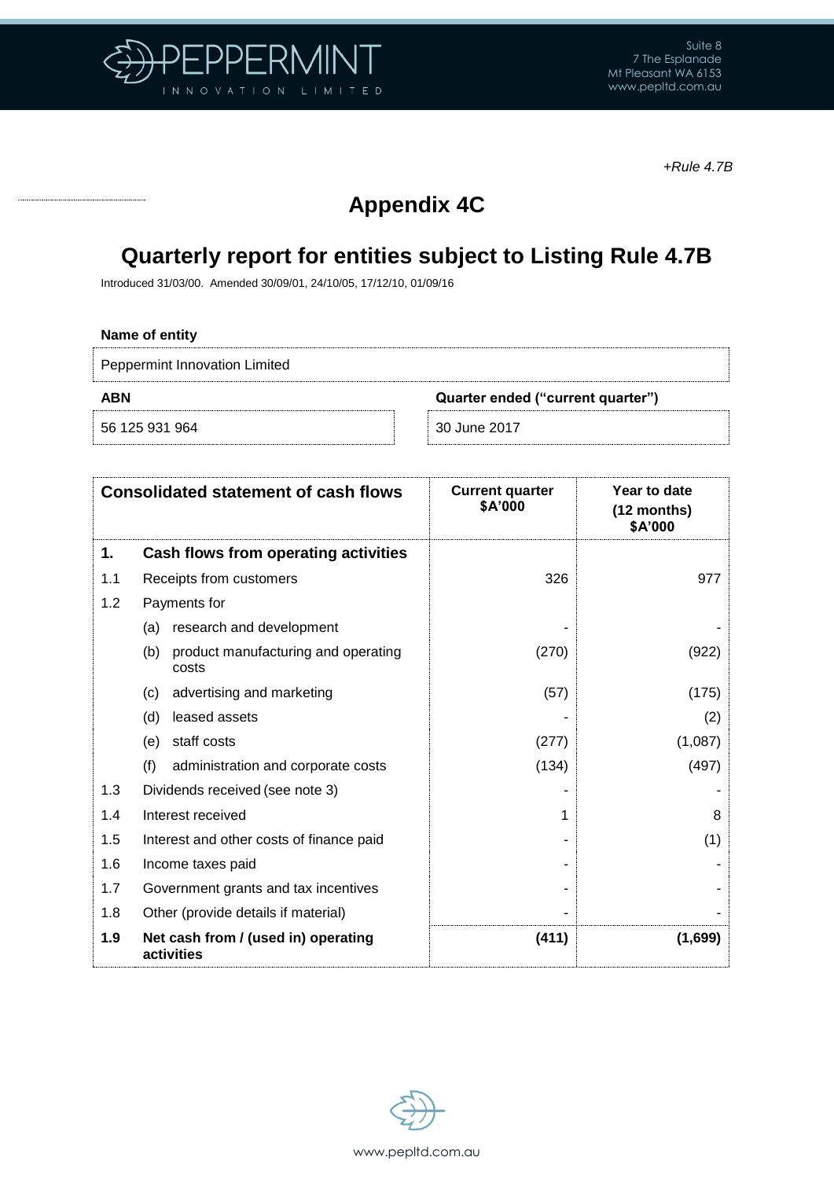*+Rule 4.7B*

# Appendix 4C

# Quarterly report for entities subject to Listing Rule 4.7B

Introduced 31/03/00. Amended 30/09/01, 24/10/05, 17/12/10, 01/09/16

**Name of entity**

| Peppermint Innovation Limited |
|---|

| **ABN** | **Quarter ended ("current quarter")** |
|---|---|
| 56 125 931 964 | 30 June 2017 |

| Consolidated statement of cash flows | | Current quarter $A'000 | Year to date (12 months) $A'000 |
|---|---|---|---|
| **1.** | **Cash flows from operating activities** | | |
| 1.1 | Receipts from customers | 326 | 977 |
| 1.2 | Payments for | | |
| | (a) research and development | - | - |
| | (b) product manufacturing and operating costs | (270) | (922) |
| | (c) advertising and marketing | (57) | (175) |
| | (d) leased assets | - | (2) |
| | (e) staff costs | (277) | (1,087) |
| | (f) administration and corporate costs | (134) | (497) |
| 1.3 | Dividends received (see note 3) | - | - |
| 1.4 | Interest received | 1 | 8 |
| 1.5 | Interest and other costs of finance paid | - | (1) |
| 1.6 | Income taxes paid | - | - |
| 1.7 | Government grants and tax incentives | - | - |
| 1.8 | Other (provide details if material) | - | - |
| **1.9** | **Net cash from / (used in) operating activities** | **(411)** | **(1,699)** |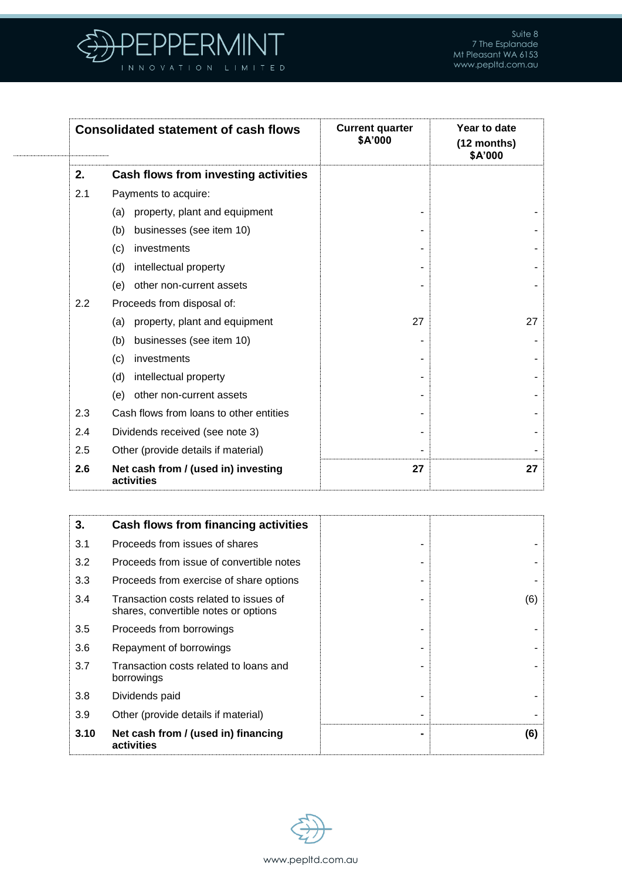| Consolidated statement of cash flows | | Current quarter $A'000 | Year to date (12 months) $A'000 |
|---|---|---|---|
| **2.** | **Cash flows from investing activities** | | |
| 2.1 | Payments to acquire: | | |
| | (a) property, plant and equipment | - | - |
| | (b) businesses (see item 10) | - | - |
| | (c) investments | - | - |
| | (d) intellectual property | - | - |
| | (e) other non-current assets | - | - |
| 2.2 | Proceeds from disposal of: | | |
| | (a) property, plant and equipment | 27 | 27 |
| | (b) businesses (see item 10) | - | - |
| | (c) investments | - | - |
| | (d) intellectual property | - | - |
| | (e) other non-current assets | - | - |
| 2.3 | Cash flows from loans to other entities | - | - |
| 2.4 | Dividends received (see note 3) | - | - |
| 2.5 | Other (provide details if material) | - | - |
| **2.6** | **Net cash from / (used in) investing activities** | **27** | **27** |

| | | | |
|---|---|---|---|
| **3.** | **Cash flows from financing activities** | | |
| 3.1 | Proceeds from issues of shares | - | - |
| 3.2 | Proceeds from issue of convertible notes | - | - |
| 3.3 | Proceeds from exercise of share options | - | - |
| 3.4 | Transaction costs related to issues of shares, convertible notes or options | - | (6) |
| 3.5 | Proceeds from borrowings | - | - |
| 3.6 | Repayment of borrowings | - | - |
| 3.7 | Transaction costs related to loans and borrowings | - | - |
| 3.8 | Dividends paid | - | - |
| 3.9 | Other (provide details if material) | - | - |
| **3.10** | **Net cash from / (used in) financing activities** | **-** | **(6)** |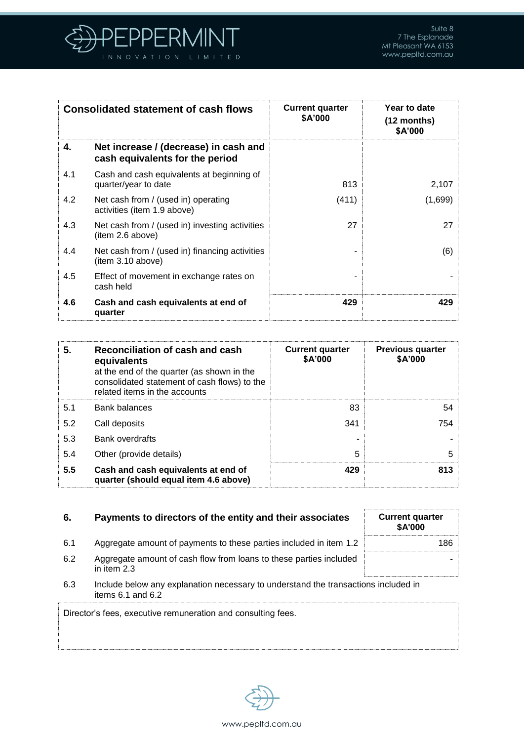| Consolidated statement of cash flows | | Current quarter $A'000 | Year to date (12 months) $A'000 |
|---|---|---|---|
| **4.** | **Net increase / (decrease) in cash and cash equivalents for the period** | | |
| 4.1 | Cash and cash equivalents at beginning of quarter/year to date | 813 | 2,107 |
| 4.2 | Net cash from / (used in) operating activities (item 1.9 above) | (411) | (1,699) |
| 4.3 | Net cash from / (used in) investing activities (item 2.6 above) | 27 | 27 |
| 4.4 | Net cash from / (used in) financing activities (item 3.10 above) | - | (6) |
| 4.5 | Effect of movement in exchange rates on cash held | - | - |
| **4.6** | **Cash and cash equivalents at end of quarter** | **429** | **429** |

| **5.** | **Reconciliation of cash and cash equivalents** at the end of the quarter (as shown in the consolidated statement of cash flows) to the related items in the accounts | **Current quarter $A'000** | **Previous quarter $A'000** |
|---|---|---|---|
| 5.1 | Bank balances | 83 | 54 |
| 5.2 | Call deposits | 341 | 754 |
| 5.3 | Bank overdrafts | - | - |
| 5.4 | Other (provide details) | 5 | 5 |
| **5.5** | **Cash and cash equivalents at end of quarter (should equal item 4.6 above)** | **429** | **813** |

| **6.** | **Payments to directors of the entity and their associates** | **Current quarter $A'000** |
|---|---|---|
| 6.1 | Aggregate amount of payments to these parties included in item 1.2 | 186 |
| 6.2 | Aggregate amount of cash flow from loans to these parties included in item 2.3 | - |

6.3 Include below any explanation necessary to understand the transactions included in items 6.1 and 6.2

Director's fees, executive remuneration and consulting fees.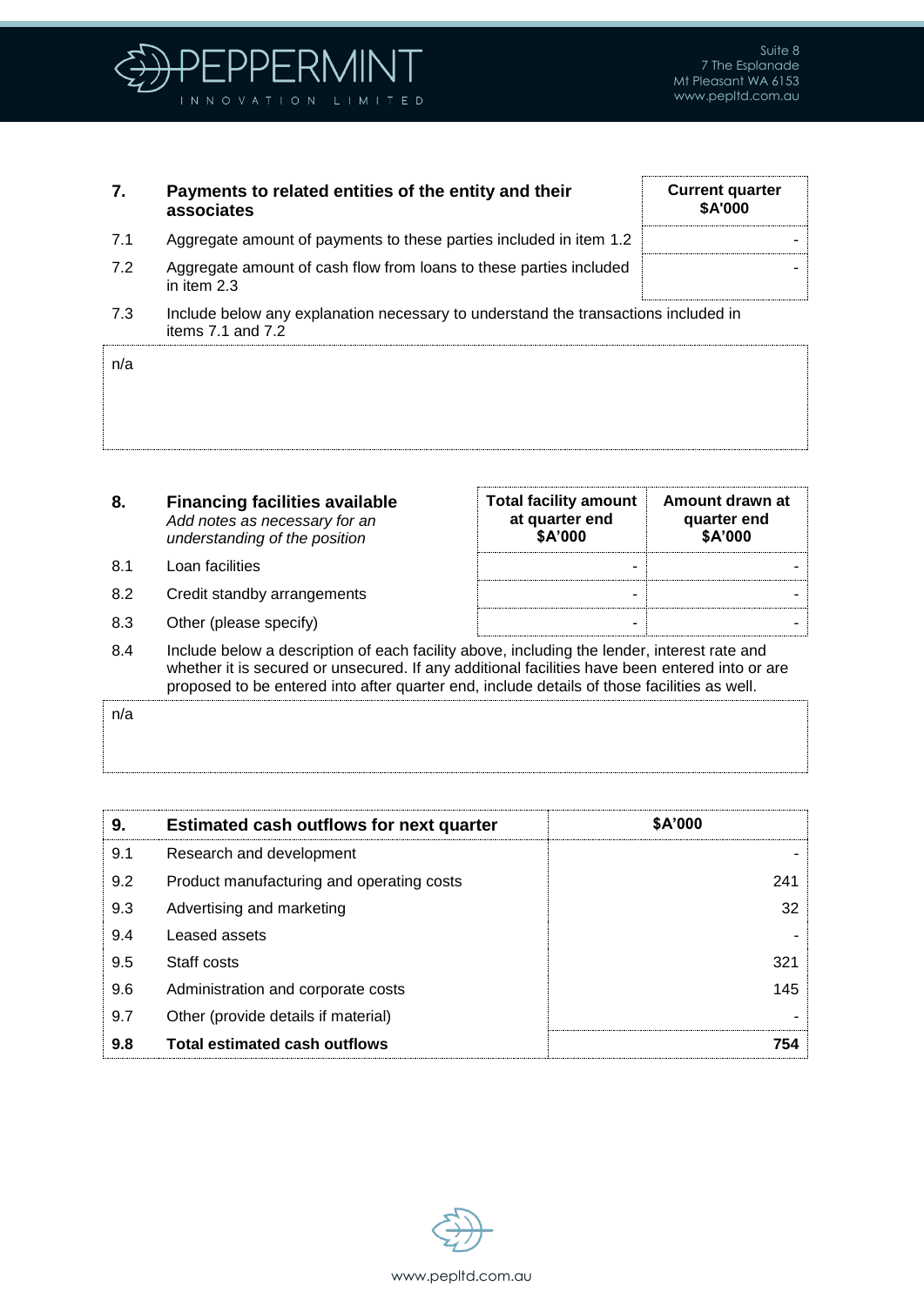| 7. | Payments to related entities of the entity and their associates | Current quarter $A'000 |
|---|---|---|
| 7.1 | Aggregate amount of payments to these parties included in item 1.2 | - |
| 7.2 | Aggregate amount of cash flow from loans to these parties included in item 2.3 | - |

7.3 Include below any explanation necessary to understand the transactions included in items 7.1 and 7.2

n/a

| 8. | **Financing facilities available** *Add notes as necessary for an understanding of the position* | Total facility amount at quarter end $A'000 | Amount drawn at quarter end $A'000 |
|---|---|---|---|
| 8.1 | Loan facilities | - | - |
| 8.2 | Credit standby arrangements | - | - |
| 8.3 | Other (please specify) | - | - |

8.4 Include below a description of each facility above, including the lender, interest rate and whether it is secured or unsecured. If any additional facilities have been entered into or are proposed to be entered into after quarter end, include details of those facilities as well.

n/a

| 9. | **Estimated cash outflows for next quarter** | $A'000 |
|---|---|---|
| 9.1 | Research and development | - |
| 9.2 | Product manufacturing and operating costs | 241 |
| 9.3 | Advertising and marketing | 32 |
| 9.4 | Leased assets | - |
| 9.5 | Staff costs | 321 |
| 9.6 | Administration and corporate costs | 145 |
| 9.7 | Other (provide details if material) | - |
| **9.8** | **Total estimated cash outflows** | **754** |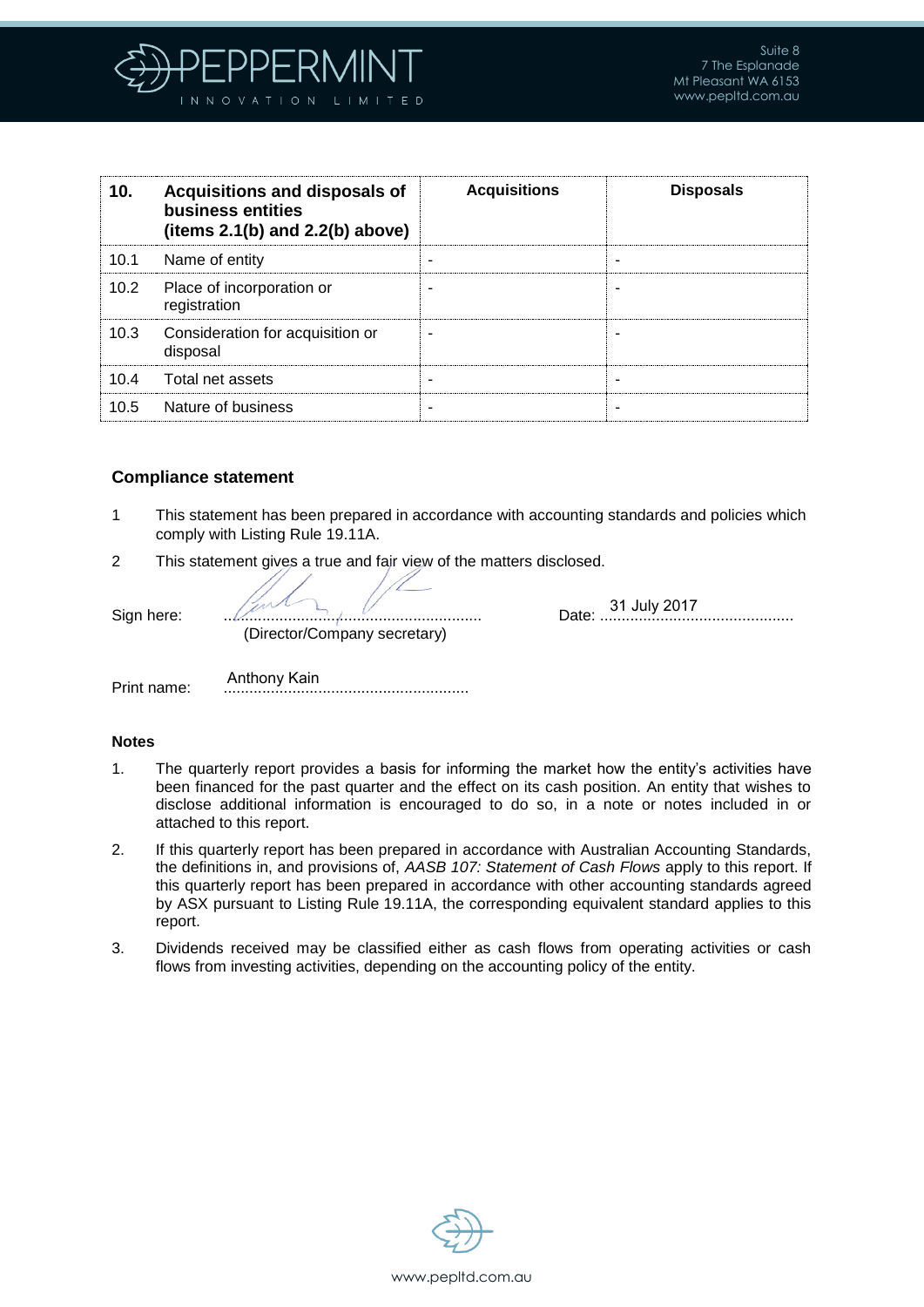| 10. | Acquisitions and disposals of business entities (items 2.1(b) and 2.2(b) above) | Acquisitions | Disposals |
|---|---|---|---|
| 10.1 | Name of entity | - | - |
| 10.2 | Place of incorporation or registration | - | - |
| 10.3 | Consideration for acquisition or disposal | - | - |
| 10.4 | Total net assets | - | - |
| 10.5 | Nature of business | - | - |

## Compliance statement

1. This statement has been prepared in accordance with accounting standards and policies which comply with Listing Rule 19.11A.
2. This statement gives a true and fair view of the matters disclosed.

Sign here: ............................................................ (Director/Company secretary)

Date: 31 July 2017

Print name: Anthony Kain

## Notes

1. The quarterly report provides a basis for informing the market how the entity's activities have been financed for the past quarter and the effect on its cash position. An entity that wishes to disclose additional information is encouraged to do so, in a note or notes included in or attached to this report.
2. If this quarterly report has been prepared in accordance with Australian Accounting Standards, the definitions in, and provisions of, *AASB 107: Statement of Cash Flows* apply to this report. If this quarterly report has been prepared in accordance with other accounting standards agreed by ASX pursuant to Listing Rule 19.11A, the corresponding equivalent standard applies to this report.
3. Dividends received may be classified either as cash flows from operating activities or cash flows from investing activities, depending on the accounting policy of the entity.